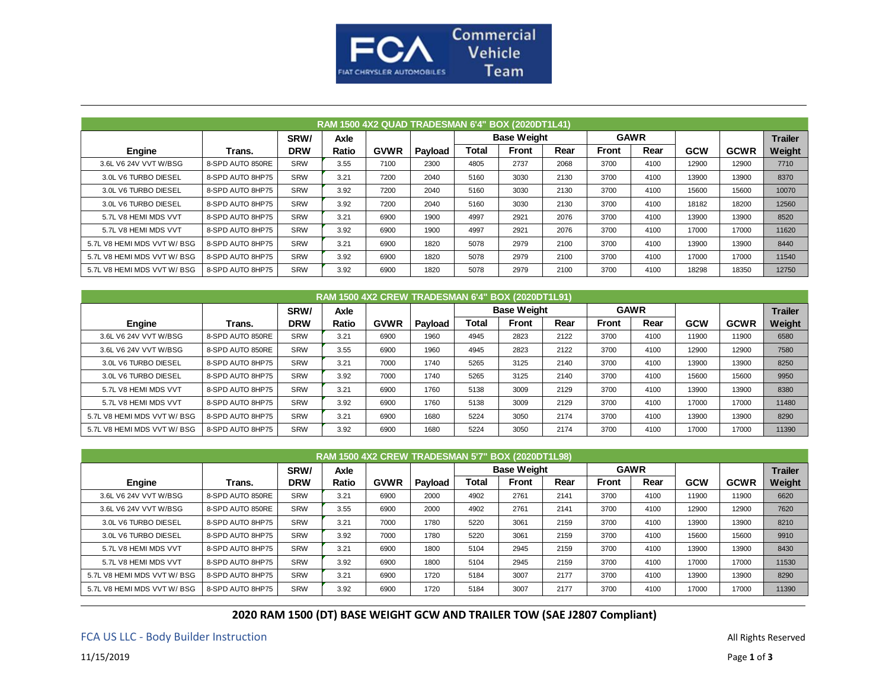FCA Commercial Vehicle Team

| RAM 1500 4X2 QUAD TRADESMAN 6'4" BOX (2020DT1L41) | | | | | | | | | | | | | |
|---|---|---|---|---|---|---|---|---|---|---|---|---|---|
| | | SRW/ | Axle | | | Base Weight | | | GAWR | | | | Trailer |
| Engine | Trans. | DRW | Ratio | GVWR | Payload | Total | Front | Rear | Front | Rear | GCW | GCWR | Weight |
| 3.6L V6 24V VVT W/BSG | 8-SPD AUTO 850RE | SRW | 3.55 | 7100 | 2300 | 4805 | 2737 | 2068 | 3700 | 4100 | 12900 | 12900 | 7710 |
| 3.0L V6 TURBO DIESEL | 8-SPD AUTO 8HP75 | SRW | 3.21 | 7200 | 2040 | 5160 | 3030 | 2130 | 3700 | 4100 | 13900 | 13900 | 8370 |
| 3.0L V6 TURBO DIESEL | 8-SPD AUTO 8HP75 | SRW | 3.92 | 7200 | 2040 | 5160 | 3030 | 2130 | 3700 | 4100 | 15600 | 15600 | 10070 |
| 3.0L V6 TURBO DIESEL | 8-SPD AUTO 8HP75 | SRW | 3.92 | 7200 | 2040 | 5160 | 3030 | 2130 | 3700 | 4100 | 18182 | 18200 | 12560 |
| 5.7L V8 HEMI MDS VVT | 8-SPD AUTO 8HP75 | SRW | 3.21 | 6900 | 1900 | 4997 | 2921 | 2076 | 3700 | 4100 | 13900 | 13900 | 8520 |
| 5.7L V8 HEMI MDS VVT | 8-SPD AUTO 8HP75 | SRW | 3.92 | 6900 | 1900 | 4997 | 2921 | 2076 | 3700 | 4100 | 17000 | 17000 | 11620 |
| 5.7L V8 HEMI MDS VVT W/ BSG | 8-SPD AUTO 8HP75 | SRW | 3.21 | 6900 | 1820 | 5078 | 2979 | 2100 | 3700 | 4100 | 13900 | 13900 | 8440 |
| 5.7L V8 HEMI MDS VVT W/ BSG | 8-SPD AUTO 8HP75 | SRW | 3.92 | 6900 | 1820 | 5078 | 2979 | 2100 | 3700 | 4100 | 17000 | 17000 | 11540 |
| 5.7L V8 HEMI MDS VVT W/ BSG | 8-SPD AUTO 8HP75 | SRW | 3.92 | 6900 | 1820 | 5078 | 2979 | 2100 | 3700 | 4100 | 18298 | 18350 | 12750 |

| RAM 1500 4X2 CREW TRADESMAN 6'4" BOX (2020DT1L91) | | | | | | | | | | | | | |
|---|---|---|---|---|---|---|---|---|---|---|---|---|---|
| | | SRW/ | Axle | | | Base Weight | | | GAWR | | | | Trailer |
| Engine | Trans. | DRW | Ratio | GVWR | Payload | Total | Front | Rear | Front | Rear | GCW | GCWR | Weight |
| 3.6L V6 24V VVT W/BSG | 8-SPD AUTO 850RE | SRW | 3.21 | 6900 | 1960 | 4945 | 2823 | 2122 | 3700 | 4100 | 11900 | 11900 | 6580 |
| 3.6L V6 24V VVT W/BSG | 8-SPD AUTO 850RE | SRW | 3.55 | 6900 | 1960 | 4945 | 2823 | 2122 | 3700 | 4100 | 12900 | 12900 | 7580 |
| 3.0L V6 TURBO DIESEL | 8-SPD AUTO 8HP75 | SRW | 3.21 | 7000 | 1740 | 5265 | 3125 | 2140 | 3700 | 4100 | 13900 | 13900 | 8250 |
| 3.0L V6 TURBO DIESEL | 8-SPD AUTO 8HP75 | SRW | 3.92 | 7000 | 1740 | 5265 | 3125 | 2140 | 3700 | 4100 | 15600 | 15600 | 9950 |
| 5.7L V8 HEMI MDS VVT | 8-SPD AUTO 8HP75 | SRW | 3.21 | 6900 | 1760 | 5138 | 3009 | 2129 | 3700 | 4100 | 13900 | 13900 | 8380 |
| 5.7L V8 HEMI MDS VVT | 8-SPD AUTO 8HP75 | SRW | 3.92 | 6900 | 1760 | 5138 | 3009 | 2129 | 3700 | 4100 | 17000 | 17000 | 11480 |
| 5.7L V8 HEMI MDS VVT W/ BSG | 8-SPD AUTO 8HP75 | SRW | 3.21 | 6900 | 1680 | 5224 | 3050 | 2174 | 3700 | 4100 | 13900 | 13900 | 8290 |
| 5.7L V8 HEMI MDS VVT W/ BSG | 8-SPD AUTO 8HP75 | SRW | 3.92 | 6900 | 1680 | 5224 | 3050 | 2174 | 3700 | 4100 | 17000 | 17000 | 11390 |

| RAM 1500 4X2 CREW TRADESMAN 5'7" BOX (2020DT1L98) | | | | | | | | | | | | | |
|---|---|---|---|---|---|---|---|---|---|---|---|---|---|
| | | SRW/ | Axle | | | Base Weight | | | GAWR | | | | Trailer |
| Engine | Trans. | DRW | Ratio | GVWR | Payload | Total | Front | Rear | Front | Rear | GCW | GCWR | Weight |
| 3.6L V6 24V VVT W/BSG | 8-SPD AUTO 850RE | SRW | 3.21 | 6900 | 2000 | 4902 | 2761 | 2141 | 3700 | 4100 | 11900 | 11900 | 6620 |
| 3.6L V6 24V VVT W/BSG | 8-SPD AUTO 850RE | SRW | 3.55 | 6900 | 2000 | 4902 | 2761 | 2141 | 3700 | 4100 | 12900 | 12900 | 7620 |
| 3.0L V6 TURBO DIESEL | 8-SPD AUTO 8HP75 | SRW | 3.21 | 7000 | 1780 | 5220 | 3061 | 2159 | 3700 | 4100 | 13900 | 13900 | 8210 |
| 3.0L V6 TURBO DIESEL | 8-SPD AUTO 8HP75 | SRW | 3.92 | 7000 | 1780 | 5220 | 3061 | 2159 | 3700 | 4100 | 15600 | 15600 | 9910 |
| 5.7L V8 HEMI MDS VVT | 8-SPD AUTO 8HP75 | SRW | 3.21 | 6900 | 1800 | 5104 | 2945 | 2159 | 3700 | 4100 | 13900 | 13900 | 8430 |
| 5.7L V8 HEMI MDS VVT | 8-SPD AUTO 8HP75 | SRW | 3.92 | 6900 | 1800 | 5104 | 2945 | 2159 | 3700 | 4100 | 17000 | 17000 | 11530 |
| 5.7L V8 HEMI MDS VVT W/ BSG | 8-SPD AUTO 8HP75 | SRW | 3.21 | 6900 | 1720 | 5184 | 3007 | 2177 | 3700 | 4100 | 13900 | 13900 | 8290 |
| 5.7L V8 HEMI MDS VVT W/ BSG | 8-SPD AUTO 8HP75 | SRW | 3.92 | 6900 | 1720 | 5184 | 3007 | 2177 | 3700 | 4100 | 17000 | 17000 | 11390 |

**2020 RAM 1500 (DT) BASE WEIGHT GCW AND TRAILER TOW (SAE J2807 Compliant)**

FCA US LLC - Body Builder Instruction

All Rights Reserved

11/15/2019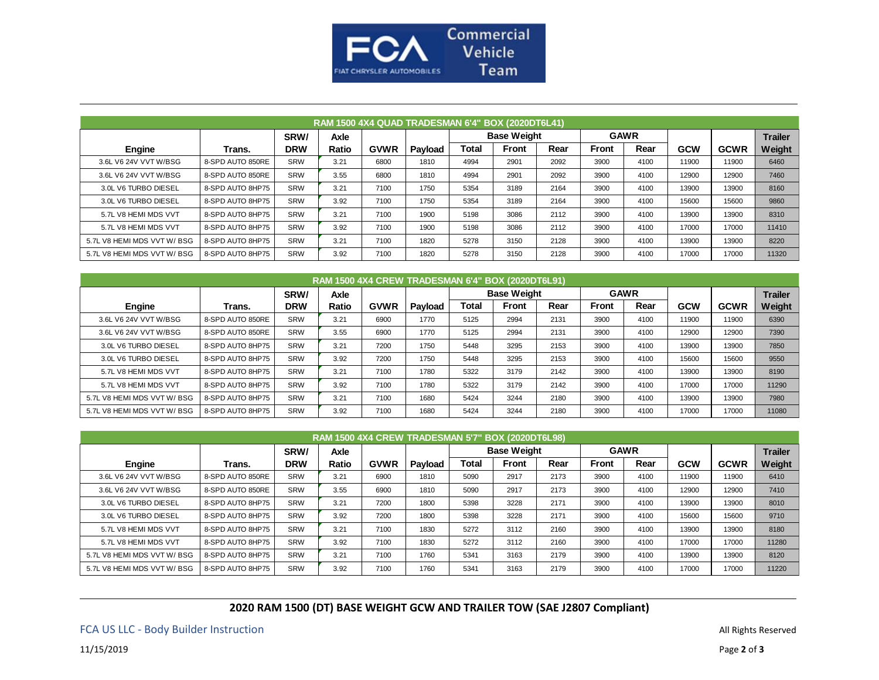FCA Commercial Vehicle Team

| RAM 1500 4X4 QUAD TRADESMAN 6'4" BOX (2020DT6L41) | | | | | | | | | | | | | |
|---|---|---|---|---|---|---|---|---|---|---|---|---|---|
| | | SRW/ | Axle | | | Base Weight | | | GAWR | | | | Trailer |
| Engine | Trans. | DRW | Ratio | GVWR | Payload | Total | Front | Rear | Front | Rear | GCW | GCWR | Weight |
| 3.6L V6 24V VVT W/BSG | 8-SPD AUTO 850RE | SRW | 3.21 | 6800 | 1810 | 4994 | 2901 | 2092 | 3900 | 4100 | 11900 | 11900 | 6460 |
| 3.6L V6 24V VVT W/BSG | 8-SPD AUTO 850RE | SRW | 3.55 | 6800 | 1810 | 4994 | 2901 | 2092 | 3900 | 4100 | 12900 | 12900 | 7460 |
| 3.0L V6 TURBO DIESEL | 8-SPD AUTO 8HP75 | SRW | 3.21 | 7100 | 1750 | 5354 | 3189 | 2164 | 3900 | 4100 | 13900 | 13900 | 8160 |
| 3.0L V6 TURBO DIESEL | 8-SPD AUTO 8HP75 | SRW | 3.92 | 7100 | 1750 | 5354 | 3189 | 2164 | 3900 | 4100 | 15600 | 15600 | 9860 |
| 5.7L V8 HEMI MDS VVT | 8-SPD AUTO 8HP75 | SRW | 3.21 | 7100 | 1900 | 5198 | 3086 | 2112 | 3900 | 4100 | 13900 | 13900 | 8310 |
| 5.7L V8 HEMI MDS VVT | 8-SPD AUTO 8HP75 | SRW | 3.92 | 7100 | 1900 | 5198 | 3086 | 2112 | 3900 | 4100 | 17000 | 17000 | 11410 |
| 5.7L V8 HEMI MDS VVT W/ BSG | 8-SPD AUTO 8HP75 | SRW | 3.21 | 7100 | 1820 | 5278 | 3150 | 2128 | 3900 | 4100 | 13900 | 13900 | 8220 |
| 5.7L V8 HEMI MDS VVT W/ BSG | 8-SPD AUTO 8HP75 | SRW | 3.92 | 7100 | 1820 | 5278 | 3150 | 2128 | 3900 | 4100 | 17000 | 17000 | 11320 |

| RAM 1500 4X4 CREW TRADESMAN 6'4" BOX (2020DT6L91) | | | | | | | | | | | | | |
|---|---|---|---|---|---|---|---|---|---|---|---|---|---|
| | | SRW/ | Axle | | | Base Weight | | | GAWR | | | | Trailer |
| Engine | Trans. | DRW | Ratio | GVWR | Payload | Total | Front | Rear | Front | Rear | GCW | GCWR | Weight |
| 3.6L V6 24V VVT W/BSG | 8-SPD AUTO 850RE | SRW | 3.21 | 6900 | 1770 | 5125 | 2994 | 2131 | 3900 | 4100 | 11900 | 11900 | 6390 |
| 3.6L V6 24V VVT W/BSG | 8-SPD AUTO 850RE | SRW | 3.55 | 6900 | 1770 | 5125 | 2994 | 2131 | 3900 | 4100 | 12900 | 12900 | 7390 |
| 3.0L V6 TURBO DIESEL | 8-SPD AUTO 8HP75 | SRW | 3.21 | 7200 | 1750 | 5448 | 3295 | 2153 | 3900 | 4100 | 13900 | 13900 | 7850 |
| 3.0L V6 TURBO DIESEL | 8-SPD AUTO 8HP75 | SRW | 3.92 | 7200 | 1750 | 5448 | 3295 | 2153 | 3900 | 4100 | 15600 | 15600 | 9550 |
| 5.7L V8 HEMI MDS VVT | 8-SPD AUTO 8HP75 | SRW | 3.21 | 7100 | 1780 | 5322 | 3179 | 2142 | 3900 | 4100 | 13900 | 13900 | 8190 |
| 5.7L V8 HEMI MDS VVT | 8-SPD AUTO 8HP75 | SRW | 3.92 | 7100 | 1780 | 5322 | 3179 | 2142 | 3900 | 4100 | 17000 | 17000 | 11290 |
| 5.7L V8 HEMI MDS VVT W/ BSG | 8-SPD AUTO 8HP75 | SRW | 3.21 | 7100 | 1680 | 5424 | 3244 | 2180 | 3900 | 4100 | 13900 | 13900 | 7980 |
| 5.7L V8 HEMI MDS VVT W/ BSG | 8-SPD AUTO 8HP75 | SRW | 3.92 | 7100 | 1680 | 5424 | 3244 | 2180 | 3900 | 4100 | 17000 | 17000 | 11080 |

| RAM 1500 4X4 CREW TRADESMAN 5'7" BOX (2020DT6L98) | | | | | | | | | | | | | |
|---|---|---|---|---|---|---|---|---|---|---|---|---|---|
| | | SRW/ | Axle | | | Base Weight | | | GAWR | | | | Trailer |
| Engine | Trans. | DRW | Ratio | GVWR | Payload | Total | Front | Rear | Front | Rear | GCW | GCWR | Weight |
| 3.6L V6 24V VVT W/BSG | 8-SPD AUTO 850RE | SRW | 3.21 | 6900 | 1810 | 5090 | 2917 | 2173 | 3900 | 4100 | 11900 | 11900 | 6410 |
| 3.6L V6 24V VVT W/BSG | 8-SPD AUTO 850RE | SRW | 3.55 | 6900 | 1810 | 5090 | 2917 | 2173 | 3900 | 4100 | 12900 | 12900 | 7410 |
| 3.0L V6 TURBO DIESEL | 8-SPD AUTO 8HP75 | SRW | 3.21 | 7200 | 1800 | 5398 | 3228 | 2171 | 3900 | 4100 | 13900 | 13900 | 8010 |
| 3.0L V6 TURBO DIESEL | 8-SPD AUTO 8HP75 | SRW | 3.92 | 7200 | 1800 | 5398 | 3228 | 2171 | 3900 | 4100 | 15600 | 15600 | 9710 |
| 5.7L V8 HEMI MDS VVT | 8-SPD AUTO 8HP75 | SRW | 3.21 | 7100 | 1830 | 5272 | 3112 | 2160 | 3900 | 4100 | 13900 | 13900 | 8180 |
| 5.7L V8 HEMI MDS VVT | 8-SPD AUTO 8HP75 | SRW | 3.92 | 7100 | 1830 | 5272 | 3112 | 2160 | 3900 | 4100 | 17000 | 17000 | 11280 |
| 5.7L V8 HEMI MDS VVT W/ BSG | 8-SPD AUTO 8HP75 | SRW | 3.21 | 7100 | 1760 | 5341 | 3163 | 2179 | 3900 | 4100 | 13900 | 13900 | 8120 |
| 5.7L V8 HEMI MDS VVT W/ BSG | 8-SPD AUTO 8HP75 | SRW | 3.92 | 7100 | 1760 | 5341 | 3163 | 2179 | 3900 | 4100 | 17000 | 17000 | 11220 |

**2020 RAM 1500 (DT) BASE WEIGHT GCW AND TRAILER TOW (SAE J2807 Compliant)**

FCA US LLC - Body Builder Instruction

All Rights Reserved

11/15/2019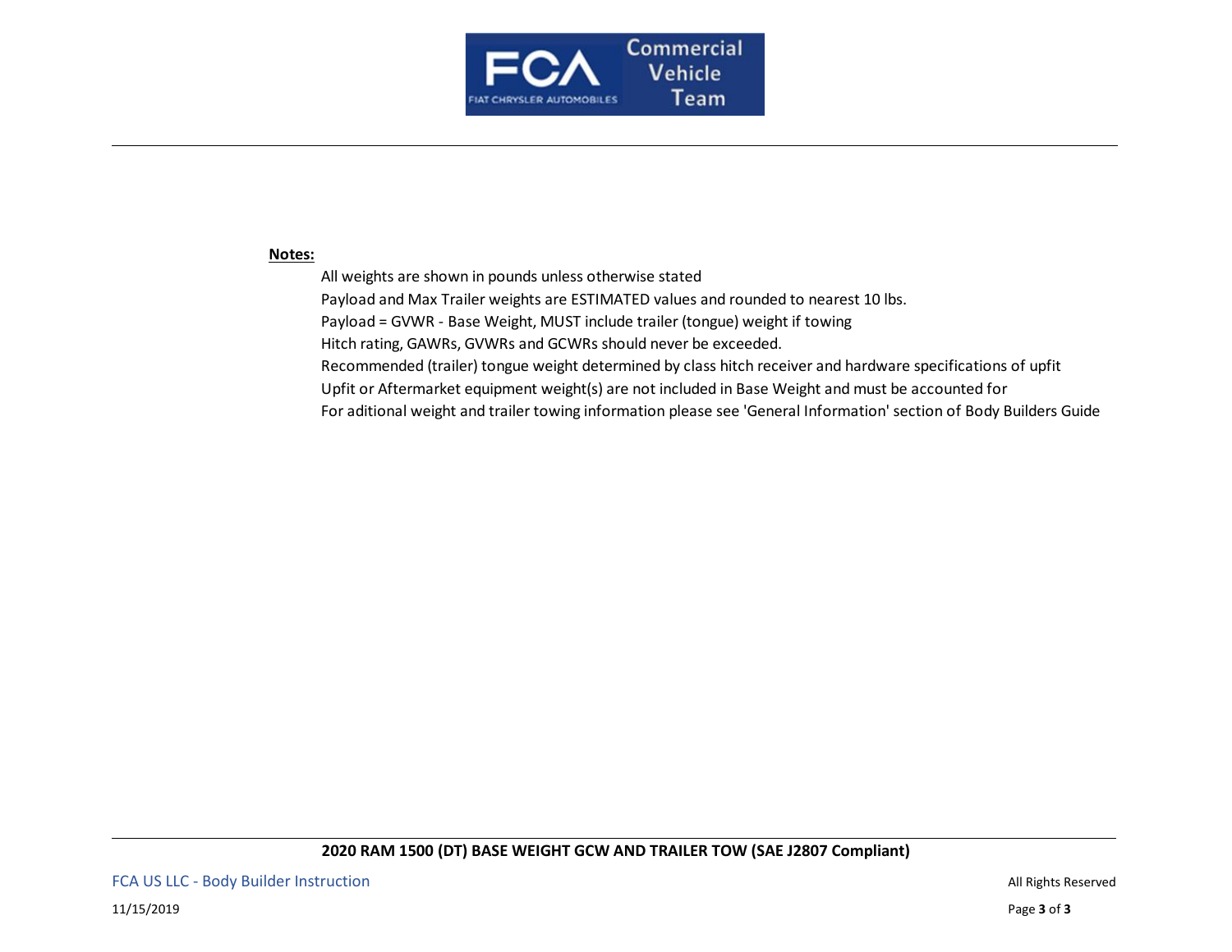**Notes:**

All weights are shown in pounds unless otherwise stated

Payload and Max Trailer weights are ESTIMATED values and rounded to nearest 10 lbs.

Payload = GVWR - Base Weight, MUST include trailer (tongue) weight if towing

Hitch rating, GAWRs, GVWRs and GCWRs should never be exceeded.

Recommended (trailer) tongue weight determined by class hitch receiver and hardware specifications of upfit

Upfit or Aftermarket equipment weight(s) are not included in Base Weight and must be accounted for

For aditional weight and trailer towing information please see 'General Information' section of Body Builders Guide